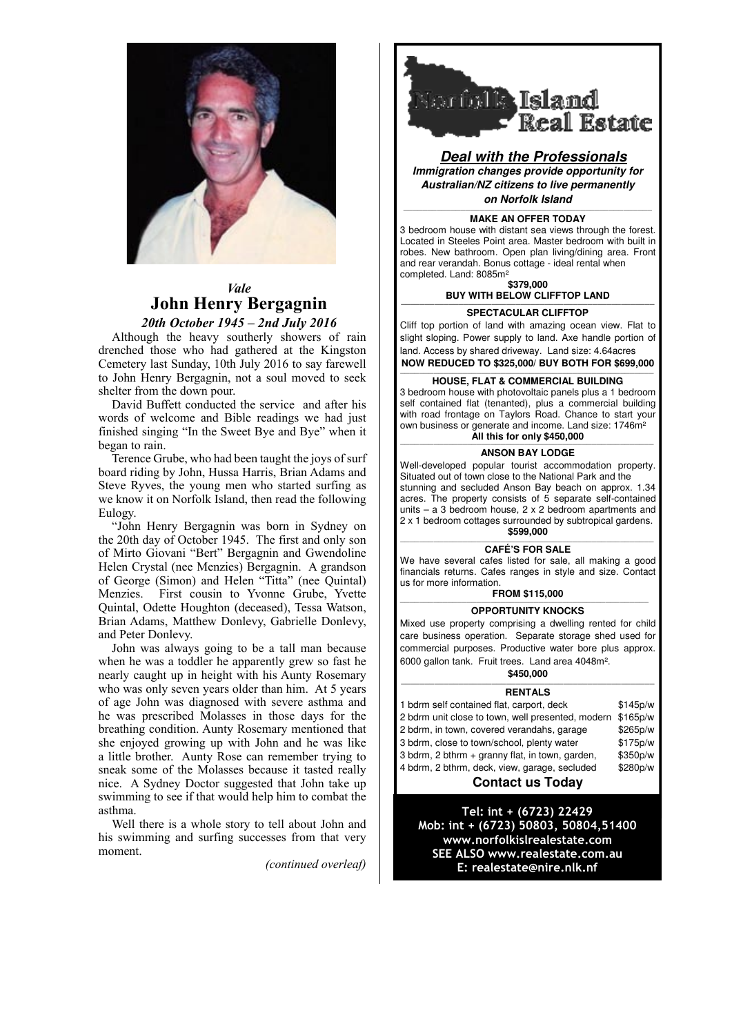*Vale*

# John Henry Bergagnin

*20th October 1945 – 2nd July 2016*

Although the heavy southerly showers of rain drenched those who had gathered at the Kingston Cemetery last Sunday, 10th July 2016 to say farewell to John Henry Bergagnin, not a soul moved to seek shelter from the down pour.

David Buffett conducted the service and after his words of welcome and Bible readings we had just finished singing "In the Sweet Bye and Bye" when it began to rain.

Terence Grube, who had been taught the joys of surf board riding by John, Hussa Harris, Brian Adams and Steve Ryves, the young men who started surfing as we know it on Norfolk Island, then read the following Eulogy.

"John Henry Bergagnin was born in Sydney on the 20th day of October 1945. The first and only son of Mirto Giovani "Bert" Bergagnin and Gwendoline Helen Crystal (nee Menzies) Bergagnin. A grandson of George (Simon) and Helen "Titta" (nee Quintal) Menzies. First cousin to Yvonne Grube, Yvette Quintal, Odette Houghton (deceased), Tessa Watson, Brian Adams, Matthew Donlevy, Gabrielle Donlevy, and Peter Donlevy.

John was always going to be a tall man because when he was a toddler he apparently grew so fast he nearly caught up in height with his Aunty Rosemary who was only seven years older than him. At 5 years of age John was diagnosed with severe asthma and he was prescribed Molasses in those days for the breathing condition. Aunty Rosemary mentioned that she enjoyed growing up with John and he was like a little brother. Aunty Rose can remember trying to sneak some of the Molasses because it tasted really nice. A Sydney Doctor suggested that John take up swimming to see if that would help him to combat the asthma.

Well there is a whole story to tell about John and his swimming and surfing successes from that very moment.

*(continued overleaf)*

---

# Norfolk Island Real Estate

***Deal with the Professionals***

***Immigration changes provide opportunity for Australian/NZ citizens to live permanently on Norfolk Island***

**MAKE AN OFFER TODAY**

3 bedroom house with distant sea views through the forest. Located in Steeles Point area. Master bedroom with built in robes. New bathroom. Open plan living/dining area. Front and rear verandah. Bonus cottage - ideal rental when completed. Land: 8085m²

**$379,000**

**BUY WITH BELOW CLIFFTOP LAND**

**SPECTACULAR CLIFFTOP**

Cliff top portion of land with amazing ocean view. Flat to slight sloping. Power supply to land. Axe handle portion of land. Access by shared driveway. Land size: 4.64acres

**NOW REDUCED TO $325,000/ BUY BOTH FOR $699,000**

**HOUSE, FLAT & COMMERCIAL BUILDING**

3 bedroom house with photovoltaic panels plus a 1 bedroom self contained flat (tenanted), plus a commercial building with road frontage on Taylors Road. Chance to start your own business or generate and income. Land size: 1746m²

**All this for only $450,000**

**ANSON BAY LODGE**

Well-developed popular tourist accommodation property. Situated out of town close to the National Park and the stunning and secluded Anson Bay beach on approx. 1.34 acres. The property consists of 5 separate self-contained units – a 3 bedroom house, 2 x 2 bedroom apartments and 2 x 1 bedroom cottages surrounded by subtropical gardens.

**$599,000**

**CAFÉ'S FOR SALE**

We have several cafes listed for sale, all making a good financials returns. Cafes ranges in style and size. Contact us for more information.

**FROM $115,000**

**OPPORTUNITY KNOCKS**

Mixed use property comprising a dwelling rented for child care business operation. Separate storage shed used for commercial purposes. Productive water bore plus approx. 6000 gallon tank. Fruit trees. Land area 4048m².

**$450,000**

**RENTALS**

| | |
|---|---|
| 1 bdrm self contained flat, carport, deck | $145p/w |
| 2 bdrm unit close to town, well presented, modern | $165p/w |
| 2 bdrm, in town, covered verandahs, garage | $265p/w |
| 3 bdrm, close to town/school, plenty water | $175p/w |
| 3 bdrm, 2 bthrm + granny flat, in town, garden, | $350p/w |
| 4 bdrm, 2 bthrm, deck, view, garage, secluded | $280p/w |

**Contact us Today**

**Tel: int + (6723) 22429**
**Mob: int + (6723) 50803, 50804,51400**
**www.norfolkislrealestate.com**
**SEE ALSO www.realestate.com.au**
**E: realestate@nire.nlk.nf**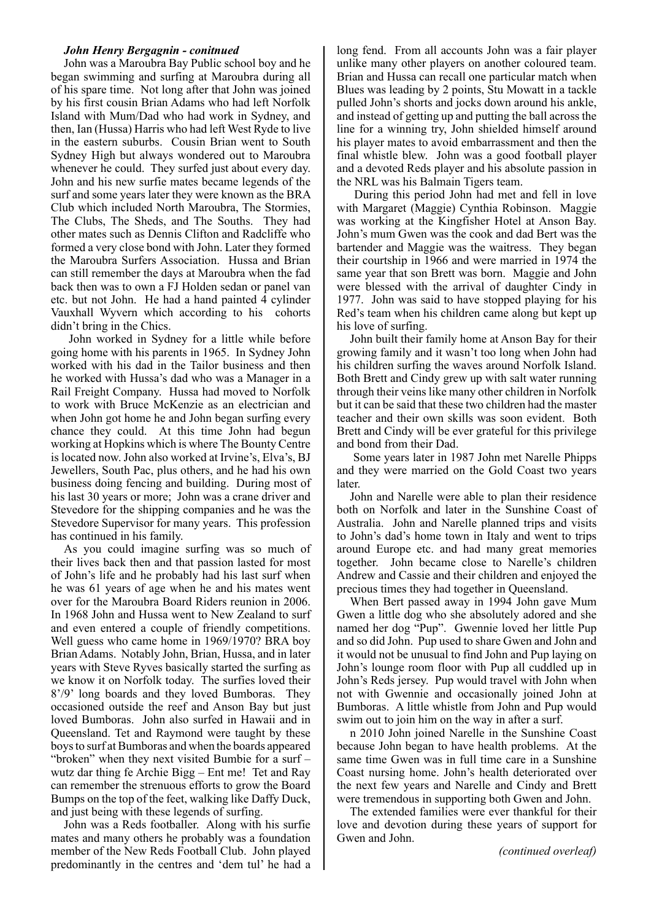***John Henry Bergagnin - conitnued***

John was a Maroubra Bay Public school boy and he began swimming and surfing at Maroubra during all of his spare time. Not long after that John was joined by his first cousin Brian Adams who had left Norfolk Island with Mum/Dad who had work in Sydney, and then, Ian (Hussa) Harris who had left West Ryde to live in the eastern suburbs. Cousin Brian went to South Sydney High but always wondered out to Maroubra whenever he could. They surfed just about every day. John and his new surfie mates became legends of the surf and some years later they were known as the BRA Club which included North Maroubra, The Stormies, The Clubs, The Sheds, and The Souths. They had other mates such as Dennis Clifton and Radcliffe who formed a very close bond with John. Later they formed the Maroubra Surfers Association. Hussa and Brian can still remember the days at Maroubra when the fad back then was to own a FJ Holden sedan or panel van etc. but not John. He had a hand painted 4 cylinder Vauxhall Wyvern which according to his cohorts didn't bring in the Chics.

John worked in Sydney for a little while before going home with his parents in 1965. In Sydney John worked with his dad in the Tailor business and then he worked with Hussa's dad who was a Manager in a Rail Freight Company. Hussa had moved to Norfolk to work with Bruce McKenzie as an electrician and when John got home he and John began surfing every chance they could. At this time John had begun working at Hopkins which is where The Bounty Centre is located now. John also worked at Irvine's, Elva's, BJ Jewellers, South Pac, plus others, and he had his own business doing fencing and building. During most of his last 30 years or more; John was a crane driver and Stevedore for the shipping companies and he was the Stevedore Supervisor for many years. This profession has continued in his family.

As you could imagine surfing was so much of their lives back then and that passion lasted for most of John's life and he probably had his last surf when he was 61 years of age when he and his mates went over for the Maroubra Board Riders reunion in 2006. In 1968 John and Hussa went to New Zealand to surf and even entered a couple of friendly competitions. Well guess who came home in 1969/1970? BRA boy Brian Adams. Notably John, Brian, Hussa, and in later years with Steve Ryves basically started the surfing as we know it on Norfolk today. The surfies loved their 8'/9' long boards and they loved Bumboras. They occasioned outside the reef and Anson Bay but just loved Bumboras. John also surfed in Hawaii and in Queensland. Tet and Raymond were taught by these boys to surf at Bumboras and when the boards appeared "broken" when they next visited Bumbie for a surf – wutz dar thing fe Archie Bigg – Ent me! Tet and Ray can remember the strenuous efforts to grow the Board Bumps on the top of the feet, walking like Daffy Duck, and just being with these legends of surfing.

John was a Reds footballer. Along with his surfie mates and many others he probably was a foundation member of the New Reds Football Club. John played predominantly in the centres and 'dem tul' he had a long fend. From all accounts John was a fair player unlike many other players on another coloured team. Brian and Hussa can recall one particular match when Blues was leading by 2 points, Stu Mowatt in a tackle pulled John's shorts and jocks down around his ankle, and instead of getting up and putting the ball across the line for a winning try, John shielded himself around his player mates to avoid embarrassment and then the final whistle blew. John was a good football player and a devoted Reds player and his absolute passion in the NRL was his Balmain Tigers team.

During this period John had met and fell in love with Margaret (Maggie) Cynthia Robinson. Maggie was working at the Kingfisher Hotel at Anson Bay. John's mum Gwen was the cook and dad Bert was the bartender and Maggie was the waitress. They began their courtship in 1966 and were married in 1974 the same year that son Brett was born. Maggie and John were blessed with the arrival of daughter Cindy in 1977. John was said to have stopped playing for his Red's team when his children came along but kept up his love of surfing.

John built their family home at Anson Bay for their growing family and it wasn't too long when John had his children surfing the waves around Norfolk Island. Both Brett and Cindy grew up with salt water running through their veins like many other children in Norfolk but it can be said that these two children had the master teacher and their own skills was soon evident. Both Brett and Cindy will be ever grateful for this privilege and bond from their Dad.

Some years later in 1987 John met Narelle Phipps and they were married on the Gold Coast two years later.

John and Narelle were able to plan their residence both on Norfolk and later in the Sunshine Coast of Australia. John and Narelle planned trips and visits to John's dad's home town in Italy and went to trips around Europe etc. and had many great memories together. John became close to Narelle's children Andrew and Cassie and their children and enjoyed the precious times they had together in Queensland.

When Bert passed away in 1994 John gave Mum Gwen a little dog who she absolutely adored and she named her dog "Pup". Gwennie loved her little Pup and so did John. Pup used to share Gwen and John and it would not be unusual to find John and Pup laying on John's lounge room floor with Pup all cuddled up in John's Reds jersey. Pup would travel with John when not with Gwennie and occasionally joined John at Bumboras. A little whistle from John and Pup would swim out to join him on the way in after a surf.

n 2010 John joined Narelle in the Sunshine Coast because John began to have health problems. At the same time Gwen was in full time care in a Sunshine Coast nursing home. John's health deteriorated over the next few years and Narelle and Cindy and Brett were tremendous in supporting both Gwen and John.

The extended families were ever thankful for their love and devotion during these years of support for Gwen and John.

*(continued overleaf)*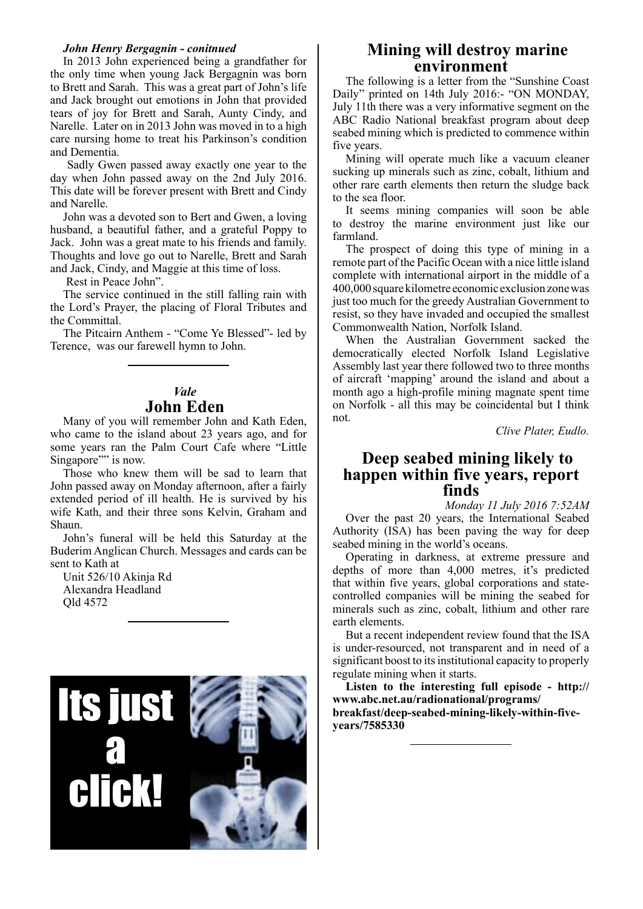*John Henry Bergagnin - conitnued*

In 2013 John experienced being a grandfather for the only time when young Jack Bergagnin was born to Brett and Sarah. This was a great part of John's life and Jack brought out emotions in John that provided tears of joy for Brett and Sarah, Aunty Cindy, and Narelle. Later on in 2013 John was moved in to a high care nursing home to treat his Parkinson's condition and Dementia.

Sadly Gwen passed away exactly one year to the day when John passed away on the 2nd July 2016. This date will be forever present with Brett and Cindy and Narelle.

John was a devoted son to Bert and Gwen, a loving husband, a beautiful father, and a grateful Poppy to Jack. John was a great mate to his friends and family. Thoughts and love go out to Narelle, Brett and Sarah and Jack, Cindy, and Maggie at this time of loss.

Rest in Peace John".

The service continued in the still falling rain with the Lord's Prayer, the placing of Floral Tributes and the Committal.

The Pitcairn Anthem - "Come Ye Blessed"- led by Terence, was our farewell hymn to John.

---

*Vale*

## John Eden

Many of you will remember John and Kath Eden, who came to the island about 23 years ago, and for some years ran the Palm Court Cafe where "Little Singapore"" is now.

Those who knew them will be sad to learn that John passed away on Monday afternoon, after a fairly extended period of ill health. He is survived by his wife Kath, and their three sons Kelvin, Graham and Shaun.

John's funeral will be held this Saturday at the Buderim Anglican Church. Messages and cards can be sent to Kath at

Unit 526/10 Akinja Rd
Alexandra Headland
Qld 4572

---

Its just a click!

## Mining will destroy marine environment

The following is a letter from the "Sunshine Coast Daily" printed on 14th July 2016:- "ON MONDAY, July 11th there was a very informative segment on the ABC Radio National breakfast program about deep seabed mining which is predicted to commence within five years.

Mining will operate much like a vacuum cleaner sucking up minerals such as zinc, cobalt, lithium and other rare earth elements then return the sludge back to the sea floor.

It seems mining companies will soon be able to destroy the marine environment just like our farmland.

The prospect of doing this type of mining in a remote part of the Pacific Ocean with a nice little island complete with international airport in the middle of a 400,000 square kilometre economic exclusion zone was just too much for the greedy Australian Government to resist, so they have invaded and occupied the smallest Commonwealth Nation, Norfolk Island.

When the Australian Government sacked the democratically elected Norfolk Island Legislative Assembly last year there followed two to three months of aircraft 'mapping' around the island and about a month ago a high-profile mining magnate spent time on Norfolk - all this may be coincidental but I think not.

*Clive Plater, Eudlo.*

## Deep seabed mining likely to happen within five years, report finds

*Monday 11 July 2016 7:52AM*

Over the past 20 years, the International Seabed Authority (ISA) has been paving the way for deep seabed mining in the world's oceans.

Operating in darkness, at extreme pressure and depths of more than 4,000 metres, it's predicted that within five years, global corporations and state-controlled companies will be mining the seabed for minerals such as zinc, cobalt, lithium and other rare earth elements.

But a recent independent review found that the ISA is under-resourced, not transparent and in need of a significant boost to its institutional capacity to properly regulate mining when it starts.

**Listen to the interesting full episode - http://www.abc.net.au/radionational/programs/breakfast/deep-seabed-mining-likely-within-five-years/7585330**